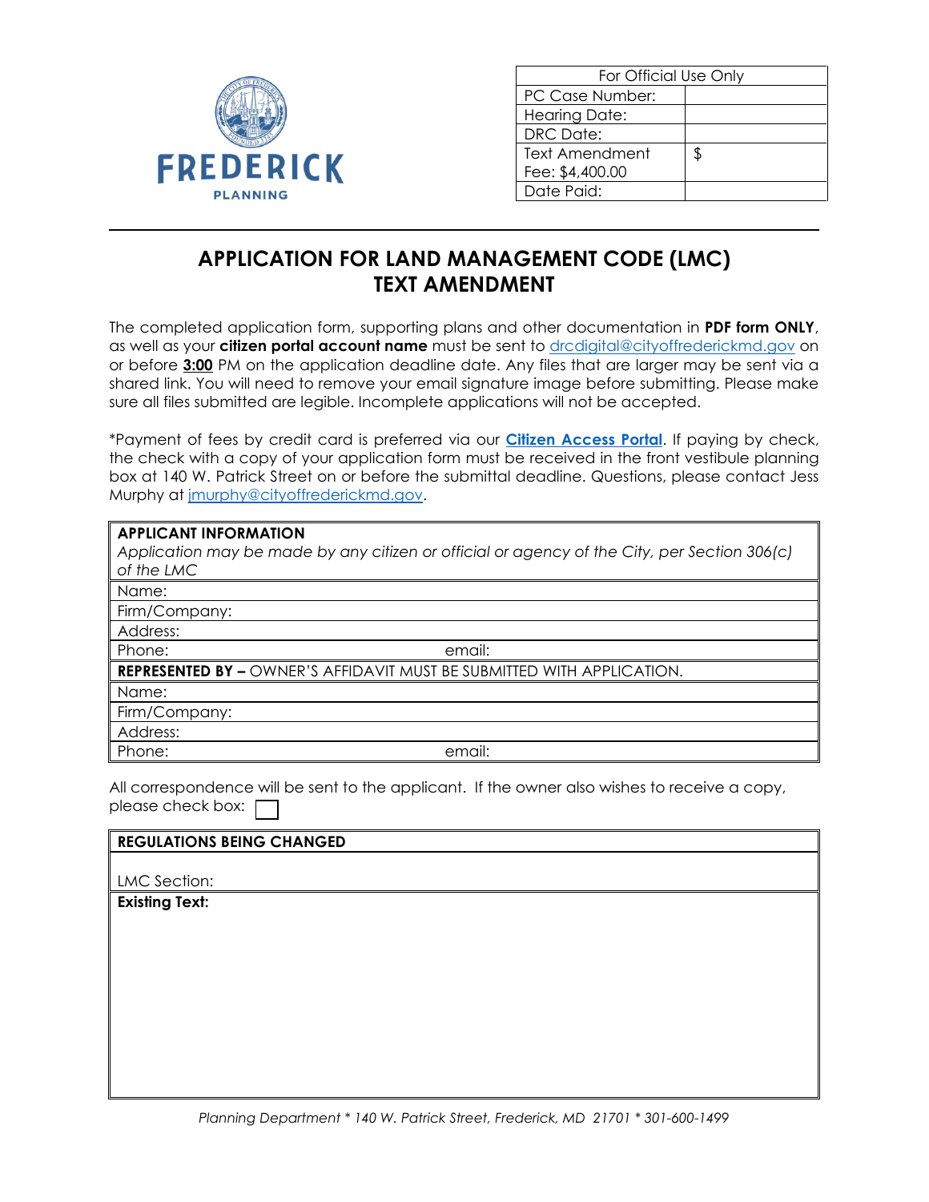FREDERICK PLANNING

| For Official Use Only | |
|---|---|
| PC Case Number: | |
| Hearing Date: | |
| DRC Date: | |
| Text Amendment Fee: $4,400.00 | $ |
| Date Paid: | |

# APPLICATION FOR LAND MANAGEMENT CODE (LMC) TEXT AMENDMENT

The completed application form, supporting plans and other documentation in **PDF form ONLY**, as well as your **citizen portal account name** must be sent to drcdigital@cityoffrederickmd.gov on or before **3:00** PM on the application deadline date. Any files that are larger may be sent via a shared link. You will need to remove your email signature image before submitting. Please make sure all files submitted are legible. Incomplete applications will not be accepted.

*Payment of fees by credit card is preferred via our **Citizen Access Portal**. If paying by check, the check with a copy of your application form must be received in the front vestibule planning box at 140 W. Patrick Street on or before the submittal deadline. Questions, please contact Jess Murphy at jmurphy@cityoffrederickmd.gov.

| **APPLICANT INFORMATION**<br>*Application may be made by any citizen or official or agency of the City, per Section 306(c) of the LMC* | |
|---|---|
| Name: | |
| Firm/Company: | |
| Address: | |
| Phone: | email: |
| **REPRESENTED BY –** OWNER'S AFFIDAVIT MUST BE SUBMITTED WITH APPLICATION. | |
| Name: | |
| Firm/Company: | |
| Address: | |
| Phone: | email: |

All correspondence will be sent to the applicant. If the owner also wishes to receive a copy, please check box: ☐

| **REGULATIONS BEING CHANGED** |
|---|
| LMC Section: |
| **Existing Text:** |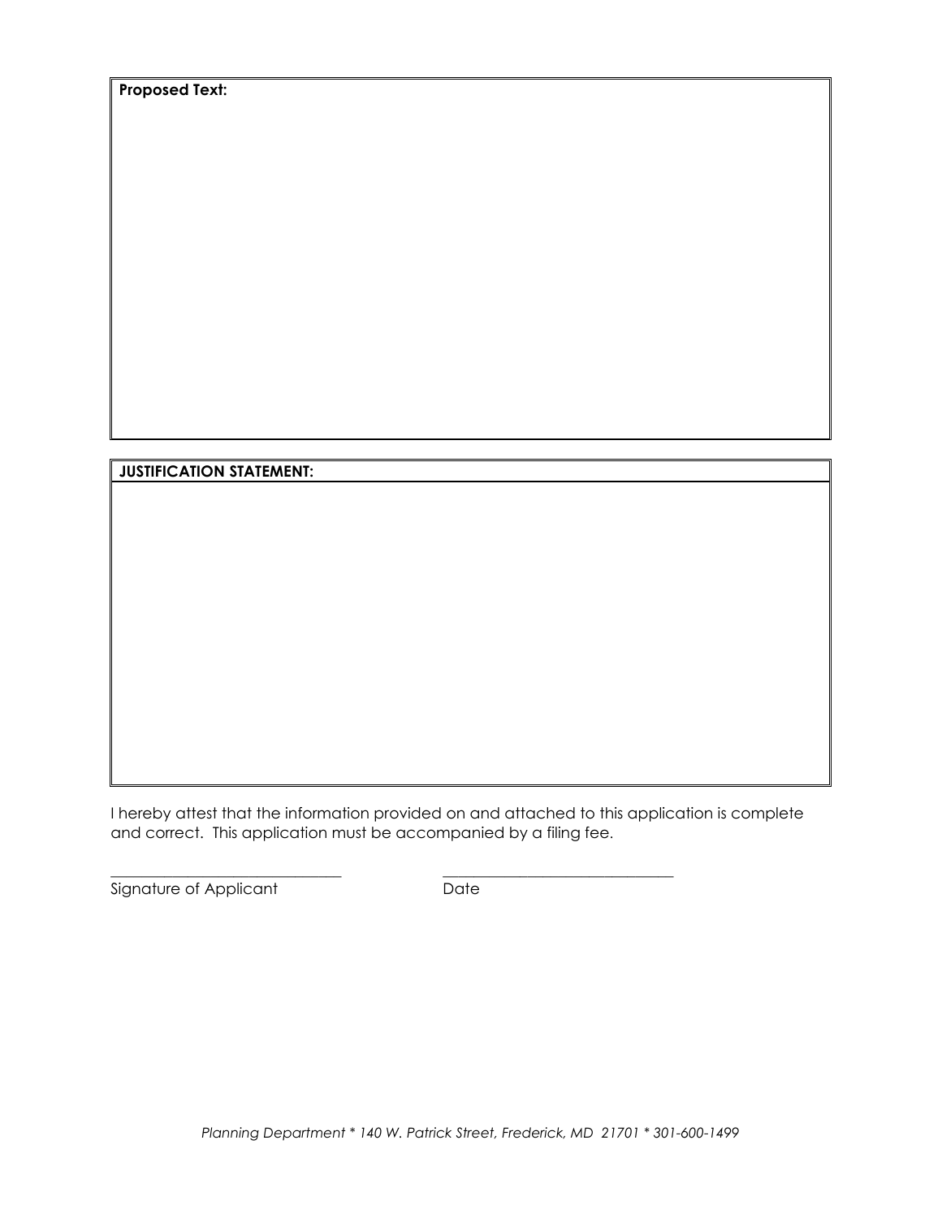**Proposed Text:**

**JUSTIFICATION STATEMENT:**

I hereby attest that the information provided on and attached to this application is complete and correct. This application must be accompanied by a filing fee.

\_\_\_\_\_\_\_\_\_\_\_\_\_\_\_\_\_\_\_\_\_\_\_\_\_\_\_\_\_\_ \_\_\_\_\_\_\_\_\_\_\_\_\_\_\_\_\_\_\_\_\_\_\_\_\_\_\_\_\_\_

Signature of Applicant Date

*Planning Department * 140 W. Patrick Street, Frederick, MD 21701 * 301-600-1499*